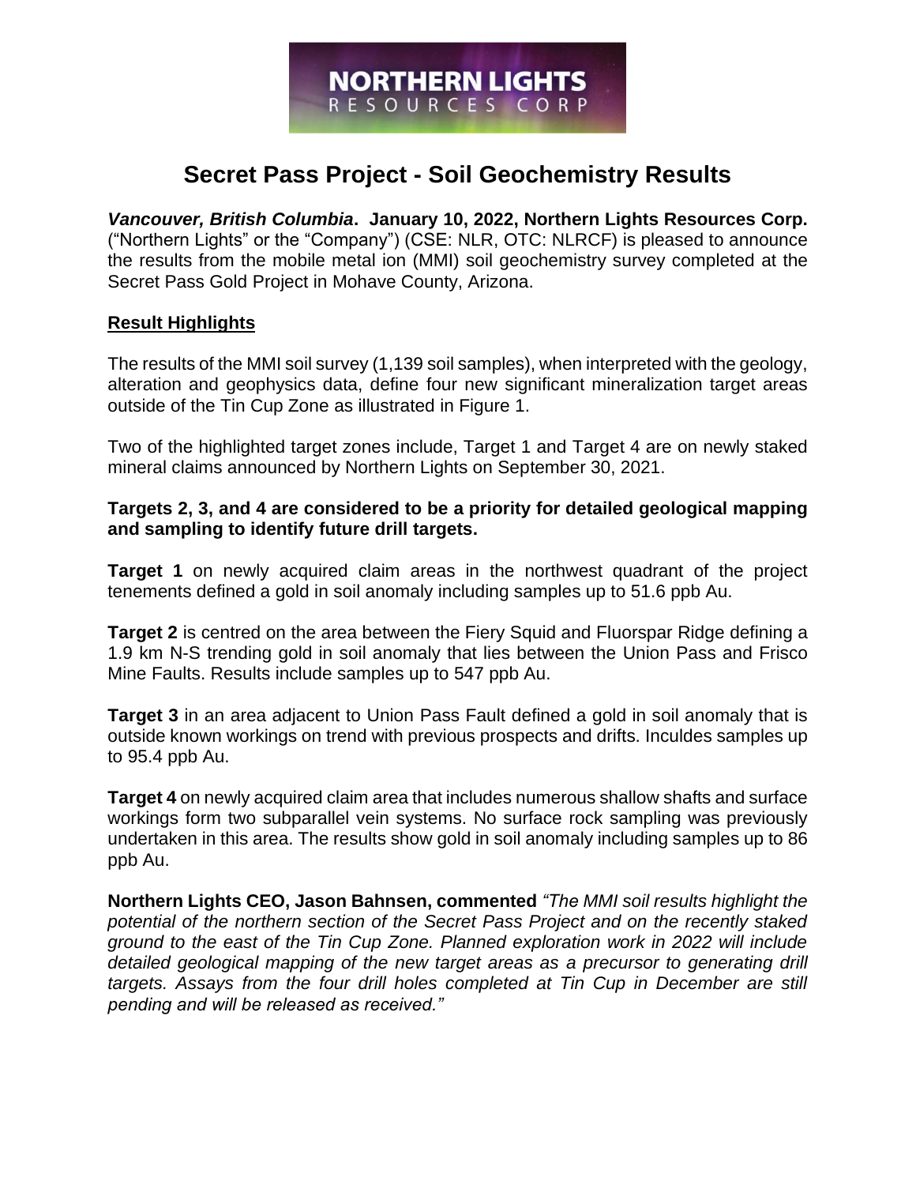NORTHERN LIGHTS
RESOURCES CORP

# Secret Pass Project - Soil Geochemistry Results

***Vancouver, British Columbia*. January 10, 2022, Northern Lights Resources Corp.** ("Northern Lights" or the "Company") (CSE: NLR, OTC: NLRCF) is pleased to announce the results from the mobile metal ion (MMI) soil geochemistry survey completed at the Secret Pass Gold Project in Mohave County, Arizona.

## Result Highlights

The results of the MMI soil survey (1,139 soil samples), when interpreted with the geology, alteration and geophysics data, define four new significant mineralization target areas outside of the Tin Cup Zone as illustrated in Figure 1.

Two of the highlighted target zones include, Target 1 and Target 4 are on newly staked mineral claims announced by Northern Lights on September 30, 2021.

**Targets 2, 3, and 4 are considered to be a priority for detailed geological mapping and sampling to identify future drill targets.**

**Target 1** on newly acquired claim areas in the northwest quadrant of the project tenements defined a gold in soil anomaly including samples up to 51.6 ppb Au.

**Target 2** is centred on the area between the Fiery Squid and Fluorspar Ridge defining a 1.9 km N-S trending gold in soil anomaly that lies between the Union Pass and Frisco Mine Faults. Results include samples up to 547 ppb Au.

**Target 3** in an area adjacent to Union Pass Fault defined a gold in soil anomaly that is outside known workings on trend with previous prospects and drifts. Inculdes samples up to 95.4 ppb Au.

**Target 4** on newly acquired claim area that includes numerous shallow shafts and surface workings form two subparallel vein systems. No surface rock sampling was previously undertaken in this area. The results show gold in soil anomaly including samples up to 86 ppb Au.

**Northern Lights CEO, Jason Bahnsen, commented** *"The MMI soil results highlight the potential of the northern section of the Secret Pass Project and on the recently staked ground to the east of the Tin Cup Zone. Planned exploration work in 2022 will include detailed geological mapping of the new target areas as a precursor to generating drill targets. Assays from the four drill holes completed at Tin Cup in December are still pending and will be released as received."*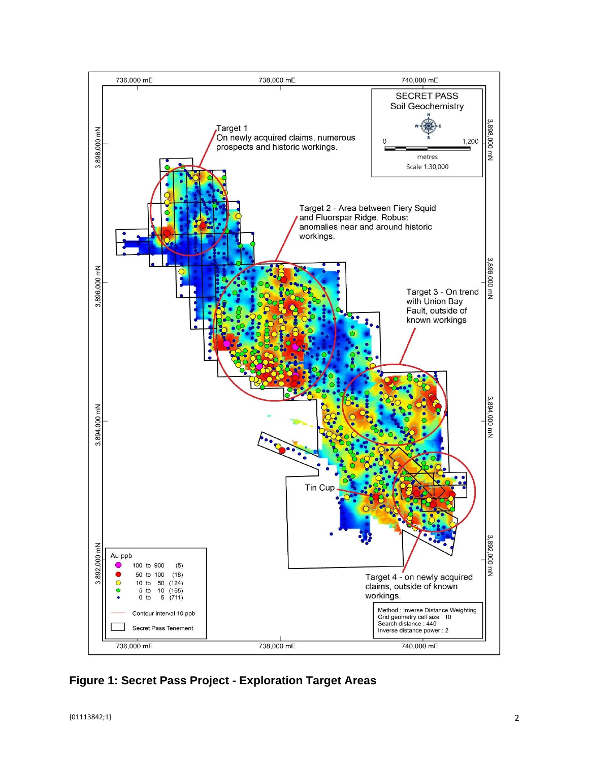**Figure 1: Secret Pass Project - Exploration Target Areas**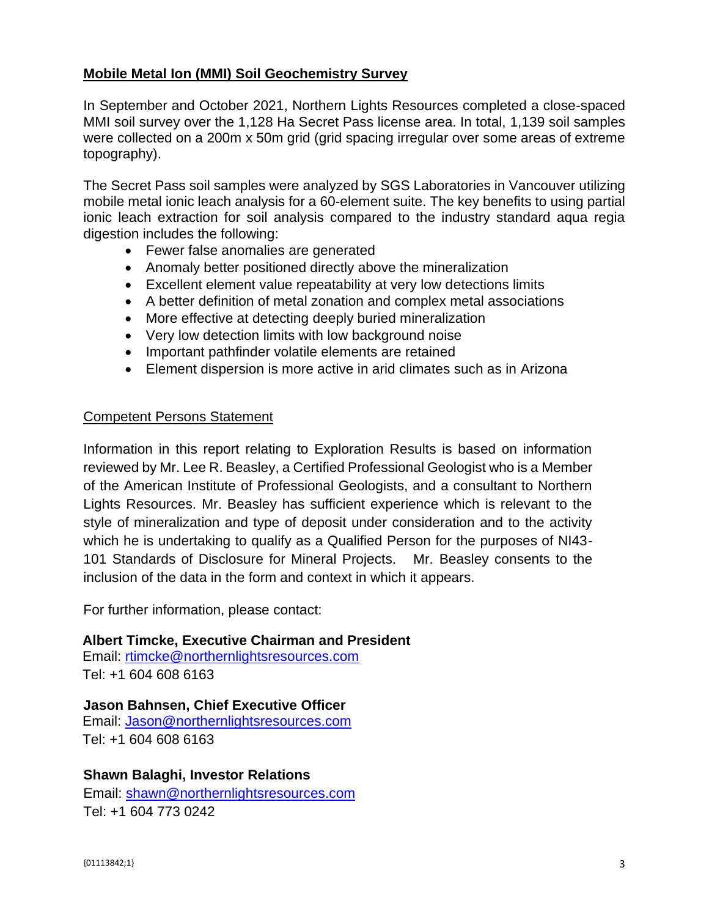**Mobile Metal Ion (MMI) Soil Geochemistry Survey**

In September and October 2021, Northern Lights Resources completed a close-spaced MMI soil survey over the 1,128 Ha Secret Pass license area. In total, 1,139 soil samples were collected on a 200m x 50m grid (grid spacing irregular over some areas of extreme topography).

The Secret Pass soil samples were analyzed by SGS Laboratories in Vancouver utilizing mobile metal ionic leach analysis for a 60-element suite. The key benefits to using partial ionic leach extraction for soil analysis compared to the industry standard aqua regia digestion includes the following:

- Fewer false anomalies are generated
- Anomaly better positioned directly above the mineralization
- Excellent element value repeatability at very low detections limits
- A better definition of metal zonation and complex metal associations
- More effective at detecting deeply buried mineralization
- Very low detection limits with low background noise
- Important pathfinder volatile elements are retained
- Element dispersion is more active in arid climates such as in Arizona

Competent Persons Statement

Information in this report relating to Exploration Results is based on information reviewed by Mr. Lee R. Beasley, a Certified Professional Geologist who is a Member of the American Institute of Professional Geologists, and a consultant to Northern Lights Resources. Mr. Beasley has sufficient experience which is relevant to the style of mineralization and type of deposit under consideration and to the activity which he is undertaking to qualify as a Qualified Person for the purposes of NI43-101 Standards of Disclosure for Mineral Projects. Mr. Beasley consents to the inclusion of the data in the form and context in which it appears.

For further information, please contact:

**Albert Timcke, Executive Chairman and President**
Email: rtimcke@northernlightsresources.com
Tel: +1 604 608 6163

**Jason Bahnsen, Chief Executive Officer**
Email: Jason@northernlightsresources.com
Tel: +1 604 608 6163

**Shawn Balaghi, Investor Relations**
Email: shawn@northernlightsresources.com
Tel: +1 604 773 0242

{01113842;1}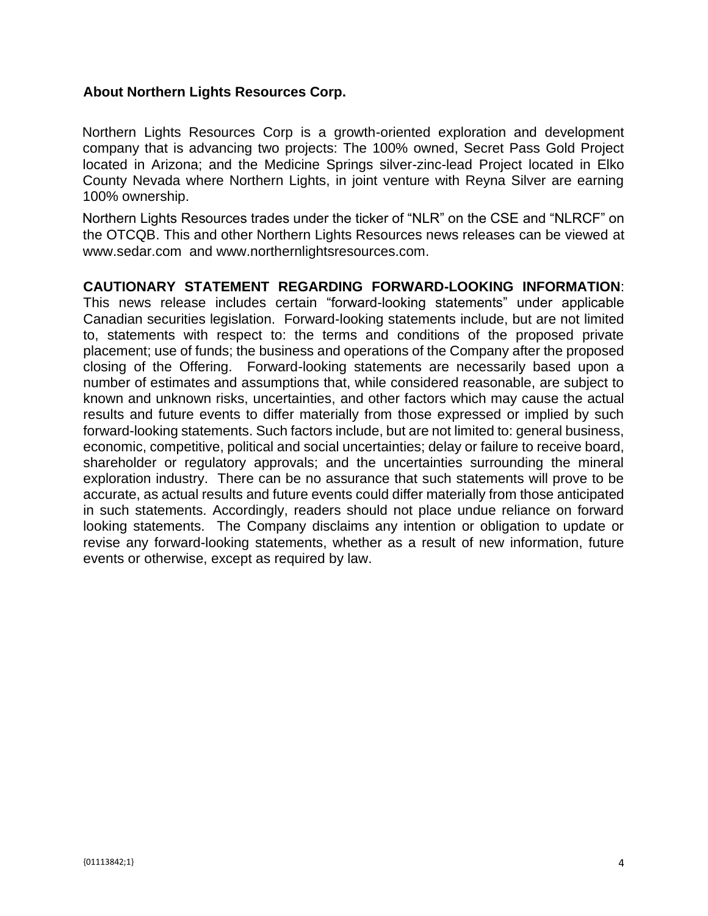**About Northern Lights Resources Corp.**

Northern Lights Resources Corp is a growth-oriented exploration and development company that is advancing two projects: The 100% owned, Secret Pass Gold Project located in Arizona; and the Medicine Springs silver-zinc-lead Project located in Elko County Nevada where Northern Lights, in joint venture with Reyna Silver are earning 100% ownership.

Northern Lights Resources trades under the ticker of "NLR" on the CSE and "NLRCF" on the OTCQB. This and other Northern Lights Resources news releases can be viewed at www.sedar.com and www.northernlightsresources.com.

**CAUTIONARY STATEMENT REGARDING FORWARD-LOOKING INFORMATION**: This news release includes certain "forward-looking statements" under applicable Canadian securities legislation. Forward-looking statements include, but are not limited to, statements with respect to: the terms and conditions of the proposed private placement; use of funds; the business and operations of the Company after the proposed closing of the Offering. Forward-looking statements are necessarily based upon a number of estimates and assumptions that, while considered reasonable, are subject to known and unknown risks, uncertainties, and other factors which may cause the actual results and future events to differ materially from those expressed or implied by such forward-looking statements. Such factors include, but are not limited to: general business, economic, competitive, political and social uncertainties; delay or failure to receive board, shareholder or regulatory approvals; and the uncertainties surrounding the mineral exploration industry. There can be no assurance that such statements will prove to be accurate, as actual results and future events could differ materially from those anticipated in such statements. Accordingly, readers should not place undue reliance on forward looking statements. The Company disclaims any intention or obligation to update or revise any forward-looking statements, whether as a result of new information, future events or otherwise, except as required by law.

{01113842;1}